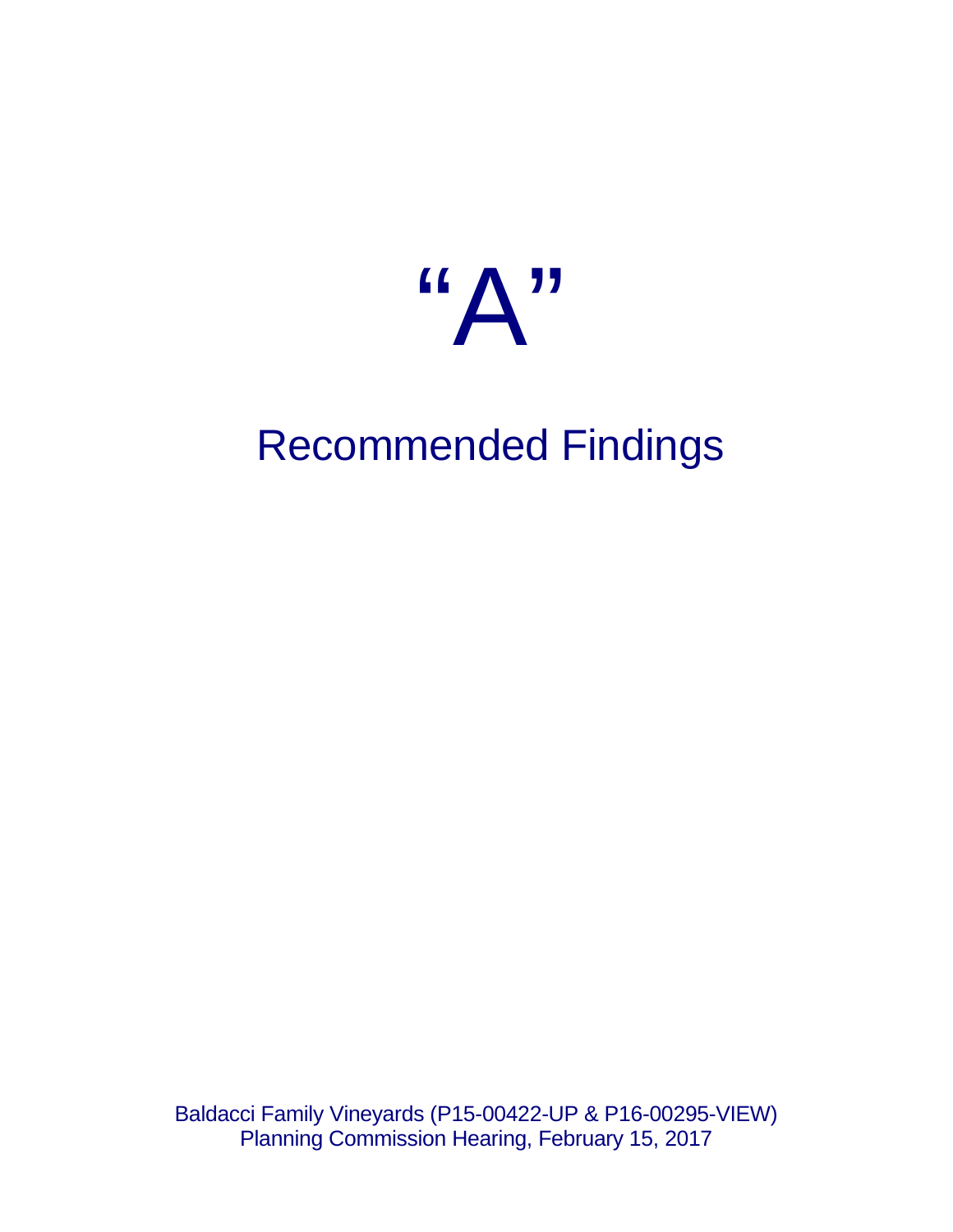# "A"

## Recommended Findings

Baldacci Family Vineyards (P15-00422-UP & P16-00295-VIEW)
Planning Commission Hearing, February 15, 2017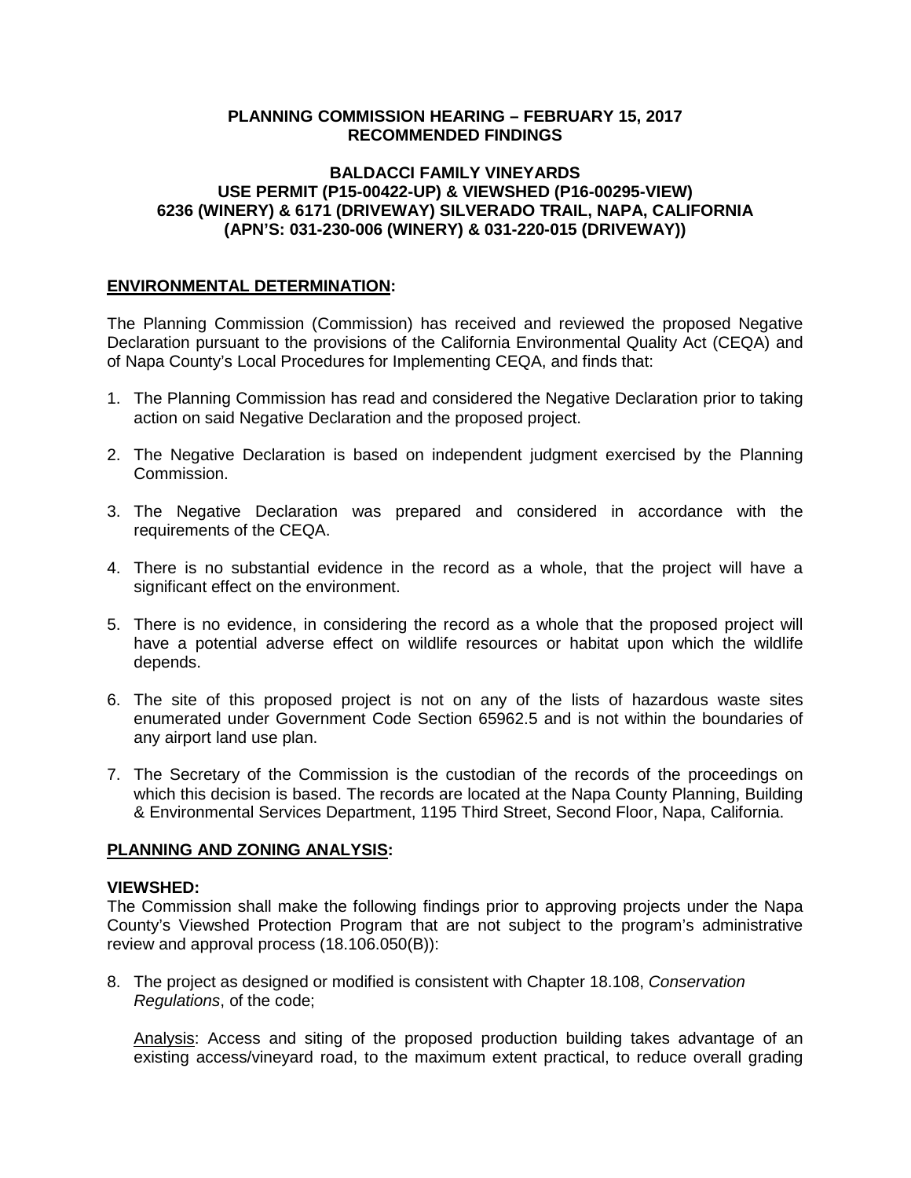**PLANNING COMMISSION HEARING – FEBRUARY 15, 2017**
**RECOMMENDED FINDINGS**

**BALDACCI FAMILY VINEYARDS**
**USE PERMIT (P15-00422-UP) & VIEWSHED (P16-00295-VIEW)**
**6236 (WINERY) & 6171 (DRIVEWAY) SILVERADO TRAIL, NAPA, CALIFORNIA**
**(APN'S: 031-230-006 (WINERY) & 031-220-015 (DRIVEWAY))**

## ENVIRONMENTAL DETERMINATION:

The Planning Commission (Commission) has received and reviewed the proposed Negative Declaration pursuant to the provisions of the California Environmental Quality Act (CEQA) and of Napa County's Local Procedures for Implementing CEQA, and finds that:

1. The Planning Commission has read and considered the Negative Declaration prior to taking action on said Negative Declaration and the proposed project.

2. The Negative Declaration is based on independent judgment exercised by the Planning Commission.

3. The Negative Declaration was prepared and considered in accordance with the requirements of the CEQA.

4. There is no substantial evidence in the record as a whole, that the project will have a significant effect on the environment.

5. There is no evidence, in considering the record as a whole that the proposed project will have a potential adverse effect on wildlife resources or habitat upon which the wildlife depends.

6. The site of this proposed project is not on any of the lists of hazardous waste sites enumerated under Government Code Section 65962.5 and is not within the boundaries of any airport land use plan.

7. The Secretary of the Commission is the custodian of the records of the proceedings on which this decision is based. The records are located at the Napa County Planning, Building & Environmental Services Department, 1195 Third Street, Second Floor, Napa, California.

## PLANNING AND ZONING ANALYSIS:

### VIEWSHED:

The Commission shall make the following findings prior to approving projects under the Napa County's Viewshed Protection Program that are not subject to the program's administrative review and approval process (18.106.050(B)):

8. The project as designed or modified is consistent with Chapter 18.108, *Conservation Regulations*, of the code;

   Analysis: Access and siting of the proposed production building takes advantage of an existing access/vineyard road, to the maximum extent practical, to reduce overall grading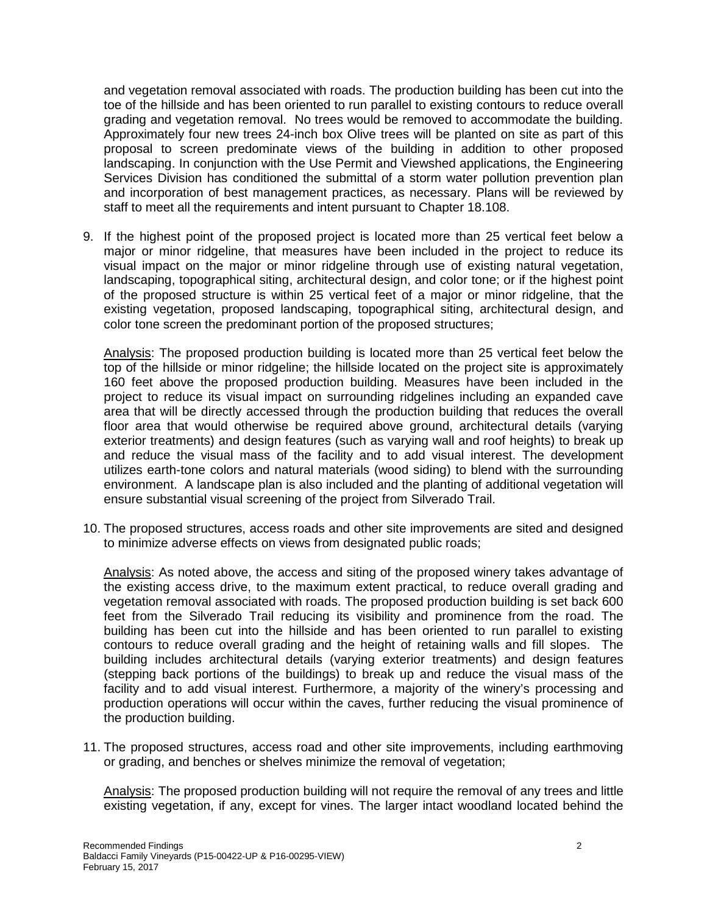and vegetation removal associated with roads. The production building has been cut into the toe of the hillside and has been oriented to run parallel to existing contours to reduce overall grading and vegetation removal. No trees would be removed to accommodate the building. Approximately four new trees 24-inch box Olive trees will be planted on site as part of this proposal to screen predominate views of the building in addition to other proposed landscaping. In conjunction with the Use Permit and Viewshed applications, the Engineering Services Division has conditioned the submittal of a storm water pollution prevention plan and incorporation of best management practices, as necessary. Plans will be reviewed by staff to meet all the requirements and intent pursuant to Chapter 18.108.

9. If the highest point of the proposed project is located more than 25 vertical feet below a major or minor ridgeline, that measures have been included in the project to reduce its visual impact on the major or minor ridgeline through use of existing natural vegetation, landscaping, topographical siting, architectural design, and color tone; or if the highest point of the proposed structure is within 25 vertical feet of a major or minor ridgeline, that the existing vegetation, proposed landscaping, topographical siting, architectural design, and color tone screen the predominant portion of the proposed structures;

   Analysis: The proposed production building is located more than 25 vertical feet below the top of the hillside or minor ridgeline; the hillside located on the project site is approximately 160 feet above the proposed production building. Measures have been included in the project to reduce its visual impact on surrounding ridgelines including an expanded cave area that will be directly accessed through the production building that reduces the overall floor area that would otherwise be required above ground, architectural details (varying exterior treatments) and design features (such as varying wall and roof heights) to break up and reduce the visual mass of the facility and to add visual interest. The development utilizes earth-tone colors and natural materials (wood siding) to blend with the surrounding environment. A landscape plan is also included and the planting of additional vegetation will ensure substantial visual screening of the project from Silverado Trail.

10. The proposed structures, access roads and other site improvements are sited and designed to minimize adverse effects on views from designated public roads;

    Analysis: As noted above, the access and siting of the proposed winery takes advantage of the existing access drive, to the maximum extent practical, to reduce overall grading and vegetation removal associated with roads. The proposed production building is set back 600 feet from the Silverado Trail reducing its visibility and prominence from the road. The building has been cut into the hillside and has been oriented to run parallel to existing contours to reduce overall grading and the height of retaining walls and fill slopes. The building includes architectural details (varying exterior treatments) and design features (stepping back portions of the buildings) to break up and reduce the visual mass of the facility and to add visual interest. Furthermore, a majority of the winery's processing and production operations will occur within the caves, further reducing the visual prominence of the production building.

11. The proposed structures, access road and other site improvements, including earthmoving or grading, and benches or shelves minimize the removal of vegetation;

    Analysis: The proposed production building will not require the removal of any trees and little existing vegetation, if any, except for vines. The larger intact woodland located behind the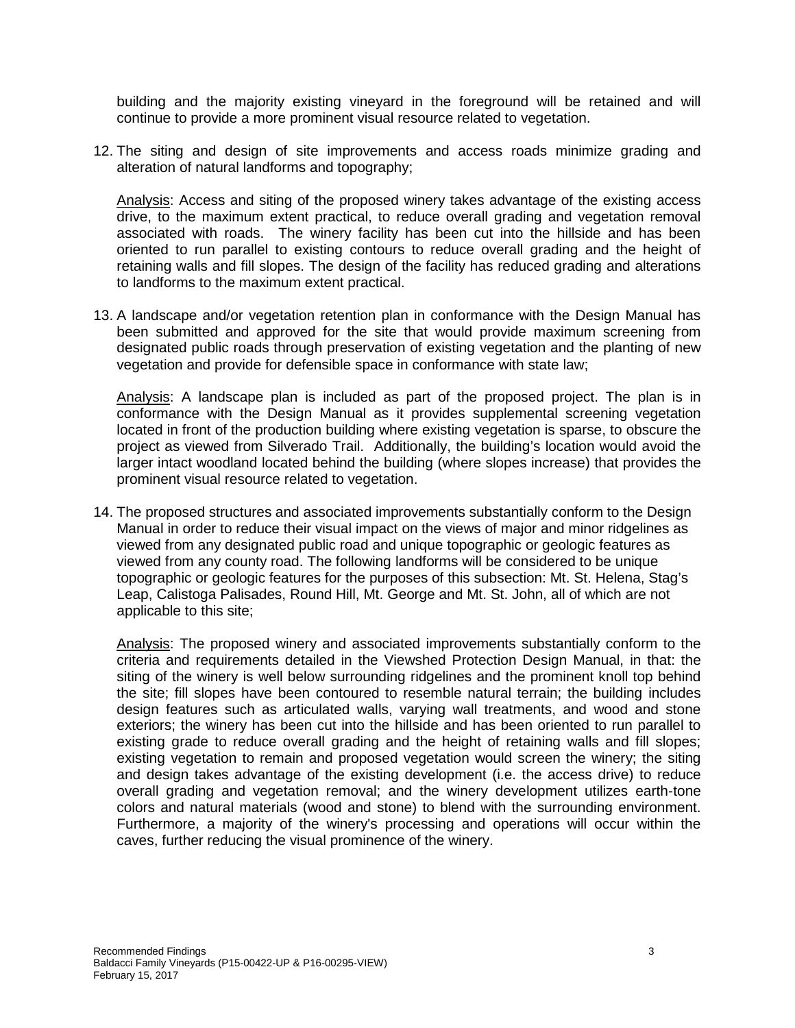building and the majority existing vineyard in the foreground will be retained and will continue to provide a more prominent visual resource related to vegetation.

12. The siting and design of site improvements and access roads minimize grading and alteration of natural landforms and topography;

    Analysis: Access and siting of the proposed winery takes advantage of the existing access drive, to the maximum extent practical, to reduce overall grading and vegetation removal associated with roads. The winery facility has been cut into the hillside and has been oriented to run parallel to existing contours to reduce overall grading and the height of retaining walls and fill slopes. The design of the facility has reduced grading and alterations to landforms to the maximum extent practical.

13. A landscape and/or vegetation retention plan in conformance with the Design Manual has been submitted and approved for the site that would provide maximum screening from designated public roads through preservation of existing vegetation and the planting of new vegetation and provide for defensible space in conformance with state law;

    Analysis: A landscape plan is included as part of the proposed project. The plan is in conformance with the Design Manual as it provides supplemental screening vegetation located in front of the production building where existing vegetation is sparse, to obscure the project as viewed from Silverado Trail. Additionally, the building's location would avoid the larger intact woodland located behind the building (where slopes increase) that provides the prominent visual resource related to vegetation.

14. The proposed structures and associated improvements substantially conform to the Design Manual in order to reduce their visual impact on the views of major and minor ridgelines as viewed from any designated public road and unique topographic or geologic features as viewed from any county road. The following landforms will be considered to be unique topographic or geologic features for the purposes of this subsection: Mt. St. Helena, Stag's Leap, Calistoga Palisades, Round Hill, Mt. George and Mt. St. John, all of which are not applicable to this site;

    Analysis: The proposed winery and associated improvements substantially conform to the criteria and requirements detailed in the Viewshed Protection Design Manual, in that: the siting of the winery is well below surrounding ridgelines and the prominent knoll top behind the site; fill slopes have been contoured to resemble natural terrain; the building includes design features such as articulated walls, varying wall treatments, and wood and stone exteriors; the winery has been cut into the hillside and has been oriented to run parallel to existing grade to reduce overall grading and the height of retaining walls and fill slopes; existing vegetation to remain and proposed vegetation would screen the winery; the siting and design takes advantage of the existing development (i.e. the access drive) to reduce overall grading and vegetation removal; and the winery development utilizes earth-tone colors and natural materials (wood and stone) to blend with the surrounding environment. Furthermore, a majority of the winery's processing and operations will occur within the caves, further reducing the visual prominence of the winery.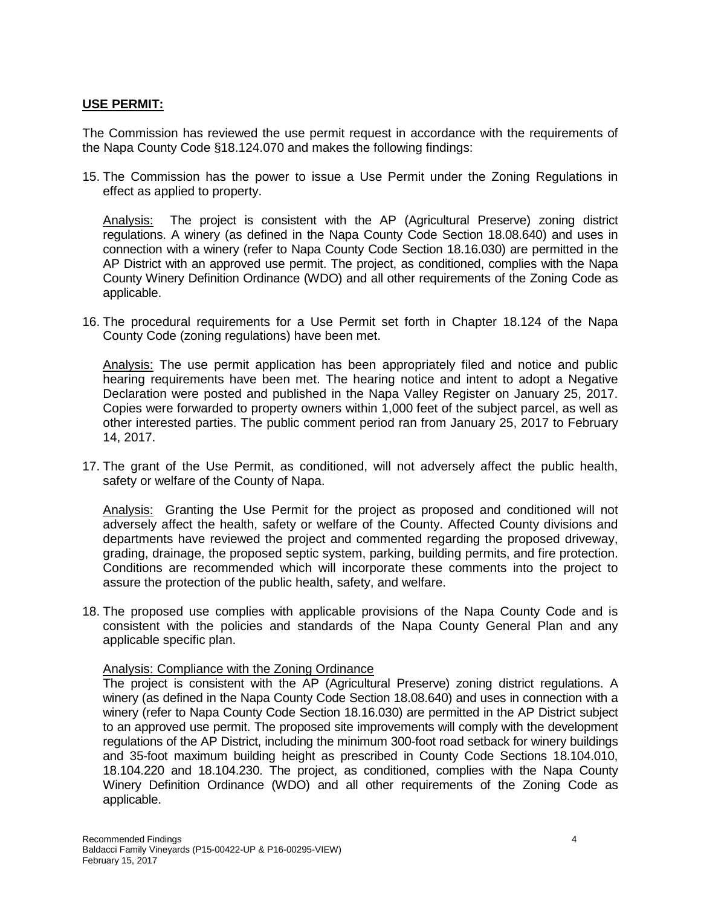## **USE PERMIT:**

The Commission has reviewed the use permit request in accordance with the requirements of the Napa County Code §18.124.070 and makes the following findings:

15. The Commission has the power to issue a Use Permit under the Zoning Regulations in effect as applied to property.

    Analysis: The project is consistent with the AP (Agricultural Preserve) zoning district regulations. A winery (as defined in the Napa County Code Section 18.08.640) and uses in connection with a winery (refer to Napa County Code Section 18.16.030) are permitted in the AP District with an approved use permit. The project, as conditioned, complies with the Napa County Winery Definition Ordinance (WDO) and all other requirements of the Zoning Code as applicable.

16. The procedural requirements for a Use Permit set forth in Chapter 18.124 of the Napa County Code (zoning regulations) have been met.

    Analysis: The use permit application has been appropriately filed and notice and public hearing requirements have been met. The hearing notice and intent to adopt a Negative Declaration were posted and published in the Napa Valley Register on January 25, 2017. Copies were forwarded to property owners within 1,000 feet of the subject parcel, as well as other interested parties. The public comment period ran from January 25, 2017 to February 14, 2017.

17. The grant of the Use Permit, as conditioned, will not adversely affect the public health, safety or welfare of the County of Napa.

    Analysis: Granting the Use Permit for the project as proposed and conditioned will not adversely affect the health, safety or welfare of the County. Affected County divisions and departments have reviewed the project and commented regarding the proposed driveway, grading, drainage, the proposed septic system, parking, building permits, and fire protection. Conditions are recommended which will incorporate these comments into the project to assure the protection of the public health, safety, and welfare.

18. The proposed use complies with applicable provisions of the Napa County Code and is consistent with the policies and standards of the Napa County General Plan and any applicable specific plan.

    Analysis: Compliance with the Zoning Ordinance
    The project is consistent with the AP (Agricultural Preserve) zoning district regulations. A winery (as defined in the Napa County Code Section 18.08.640) and uses in connection with a winery (refer to Napa County Code Section 18.16.030) are permitted in the AP District subject to an approved use permit. The proposed site improvements will comply with the development regulations of the AP District, including the minimum 300-foot road setback for winery buildings and 35-foot maximum building height as prescribed in County Code Sections 18.104.010, 18.104.220 and 18.104.230. The project, as conditioned, complies with the Napa County Winery Definition Ordinance (WDO) and all other requirements of the Zoning Code as applicable.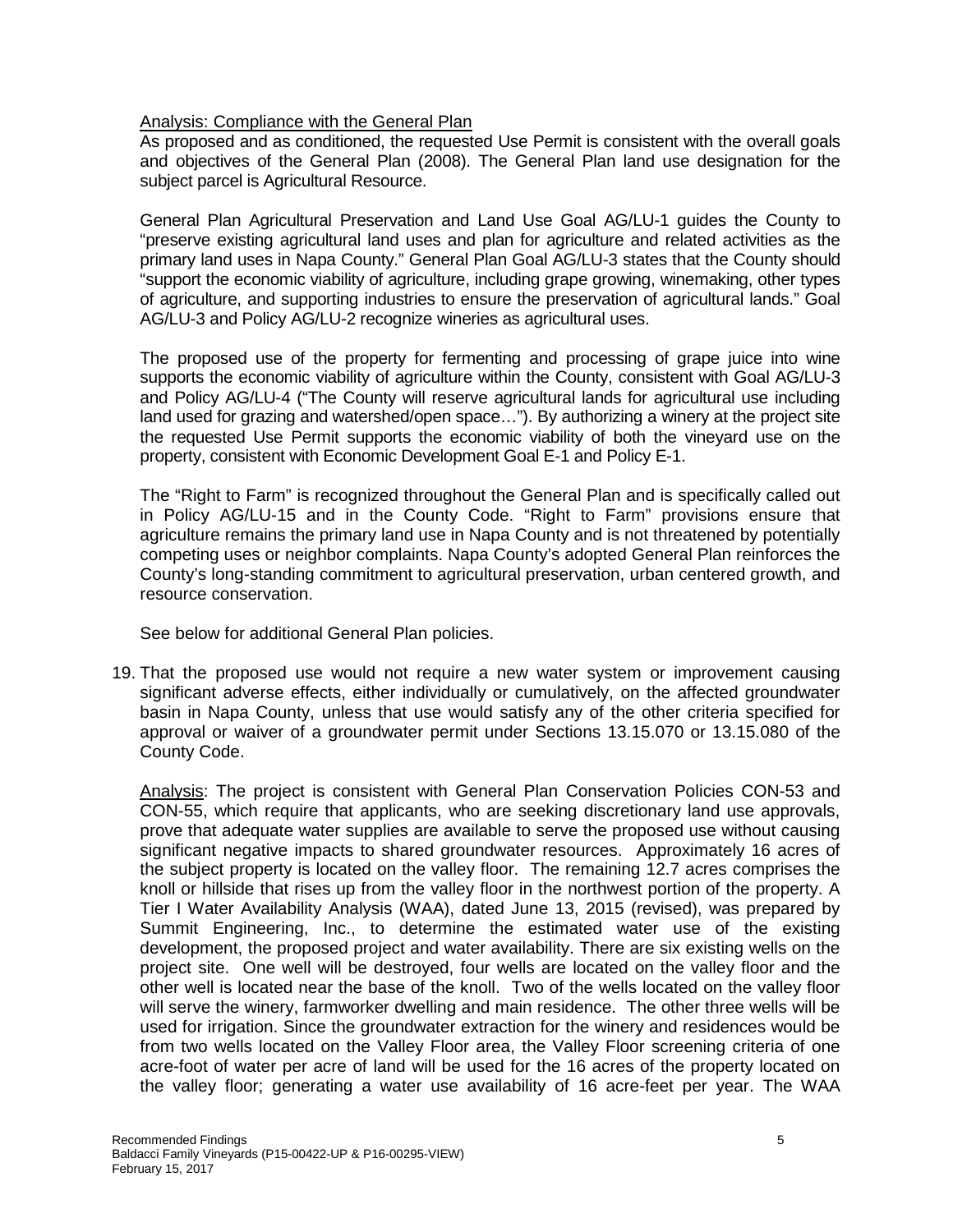Analysis: Compliance with the General Plan

As proposed and as conditioned, the requested Use Permit is consistent with the overall goals and objectives of the General Plan (2008). The General Plan land use designation for the subject parcel is Agricultural Resource.

General Plan Agricultural Preservation and Land Use Goal AG/LU-1 guides the County to "preserve existing agricultural land uses and plan for agriculture and related activities as the primary land uses in Napa County." General Plan Goal AG/LU-3 states that the County should "support the economic viability of agriculture, including grape growing, winemaking, other types of agriculture, and supporting industries to ensure the preservation of agricultural lands." Goal AG/LU-3 and Policy AG/LU-2 recognize wineries as agricultural uses.

The proposed use of the property for fermenting and processing of grape juice into wine supports the economic viability of agriculture within the County, consistent with Goal AG/LU-3 and Policy AG/LU-4 ("The County will reserve agricultural lands for agricultural use including land used for grazing and watershed/open space…"). By authorizing a winery at the project site the requested Use Permit supports the economic viability of both the vineyard use on the property, consistent with Economic Development Goal E-1 and Policy E-1.

The "Right to Farm" is recognized throughout the General Plan and is specifically called out in Policy AG/LU-15 and in the County Code. "Right to Farm" provisions ensure that agriculture remains the primary land use in Napa County and is not threatened by potentially competing uses or neighbor complaints. Napa County's adopted General Plan reinforces the County's long-standing commitment to agricultural preservation, urban centered growth, and resource conservation.

See below for additional General Plan policies.

19. That the proposed use would not require a new water system or improvement causing significant adverse effects, either individually or cumulatively, on the affected groundwater basin in Napa County, unless that use would satisfy any of the other criteria specified for approval or waiver of a groundwater permit under Sections 13.15.070 or 13.15.080 of the County Code.

    Analysis: The project is consistent with General Plan Conservation Policies CON-53 and CON-55, which require that applicants, who are seeking discretionary land use approvals, prove that adequate water supplies are available to serve the proposed use without causing significant negative impacts to shared groundwater resources. Approximately 16 acres of the subject property is located on the valley floor. The remaining 12.7 acres comprises the knoll or hillside that rises up from the valley floor in the northwest portion of the property. A Tier I Water Availability Analysis (WAA), dated June 13, 2015 (revised), was prepared by Summit Engineering, Inc., to determine the estimated water use of the existing development, the proposed project and water availability. There are six existing wells on the project site. One well will be destroyed, four wells are located on the valley floor and the other well is located near the base of the knoll. Two of the wells located on the valley floor will serve the winery, farmworker dwelling and main residence. The other three wells will be used for irrigation. Since the groundwater extraction for the winery and residences would be from two wells located on the Valley Floor area, the Valley Floor screening criteria of one acre-foot of water per acre of land will be used for the 16 acres of the property located on the valley floor; generating a water use availability of 16 acre-feet per year. The WAA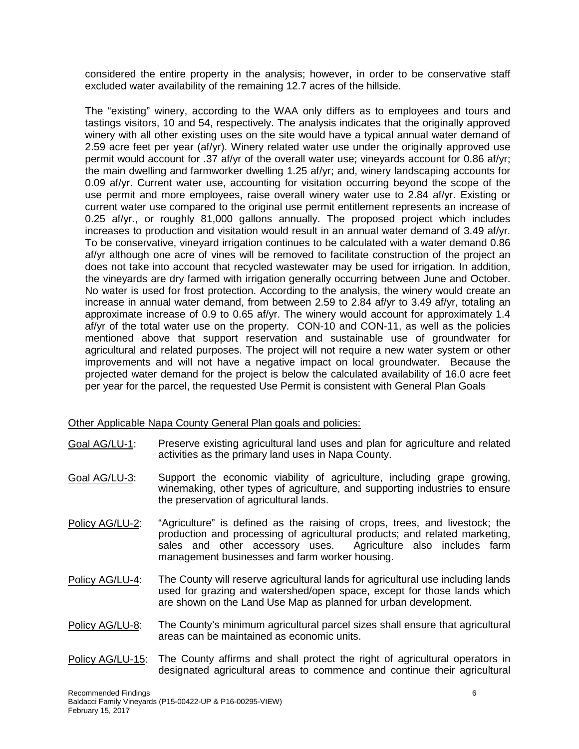considered the entire property in the analysis; however, in order to be conservative staff excluded water availability of the remaining 12.7 acres of the hillside.

The "existing" winery, according to the WAA only differs as to employees and tours and tastings visitors, 10 and 54, respectively. The analysis indicates that the originally approved winery with all other existing uses on the site would have a typical annual water demand of 2.59 acre feet per year (af/yr). Winery related water use under the originally approved use permit would account for .37 af/yr of the overall water use; vineyards account for 0.86 af/yr; the main dwelling and farmworker dwelling 1.25 af/yr; and, winery landscaping accounts for 0.09 af/yr. Current water use, accounting for visitation occurring beyond the scope of the use permit and more employees, raise overall winery water use to 2.84 af/yr. Existing or current water use compared to the original use permit entitlement represents an increase of 0.25 af/yr., or roughly 81,000 gallons annually. The proposed project which includes increases to production and visitation would result in an annual water demand of 3.49 af/yr. To be conservative, vineyard irrigation continues to be calculated with a water demand 0.86 af/yr although one acre of vines will be removed to facilitate construction of the project an does not take into account that recycled wastewater may be used for irrigation. In addition, the vineyards are dry farmed with irrigation generally occurring between June and October. No water is used for frost protection. According to the analysis, the winery would create an increase in annual water demand, from between 2.59 to 2.84 af/yr to 3.49 af/yr, totaling an approximate increase of 0.9 to 0.65 af/yr. The winery would account for approximately 1.4 af/yr of the total water use on the property. CON-10 and CON-11, as well as the policies mentioned above that support reservation and sustainable use of groundwater for agricultural and related purposes. The project will not require a new water system or other improvements and will not have a negative impact on local groundwater. Because the projected water demand for the project is below the calculated availability of 16.0 acre feet per year for the parcel, the requested Use Permit is consistent with General Plan Goals

Other Applicable Napa County General Plan goals and policies:

Goal AG/LU-1: Preserve existing agricultural land uses and plan for agriculture and related activities as the primary land uses in Napa County.

Goal AG/LU-3: Support the economic viability of agriculture, including grape growing, winemaking, other types of agriculture, and supporting industries to ensure the preservation of agricultural lands.

Policy AG/LU-2: "Agriculture" is defined as the raising of crops, trees, and livestock; the production and processing of agricultural products; and related marketing, sales and other accessory uses. Agriculture also includes farm management businesses and farm worker housing.

Policy AG/LU-4: The County will reserve agricultural lands for agricultural use including lands used for grazing and watershed/open space, except for those lands which are shown on the Land Use Map as planned for urban development.

Policy AG/LU-8: The County's minimum agricultural parcel sizes shall ensure that agricultural areas can be maintained as economic units.

Policy AG/LU-15: The County affirms and shall protect the right of agricultural operators in designated agricultural areas to commence and continue their agricultural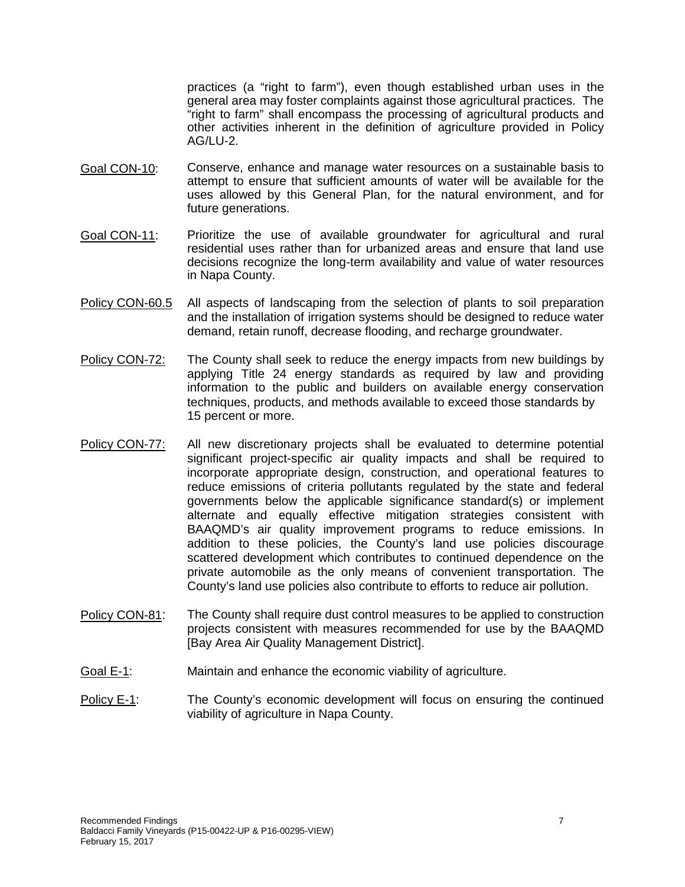practices (a "right to farm"), even though established urban uses in the general area may foster complaints against those agricultural practices. The "right to farm" shall encompass the processing of agricultural products and other activities inherent in the definition of agriculture provided in Policy AG/LU-2.

Goal CON-10: Conserve, enhance and manage water resources on a sustainable basis to attempt to ensure that sufficient amounts of water will be available for the uses allowed by this General Plan, for the natural environment, and for future generations.

Goal CON-11: Prioritize the use of available groundwater for agricultural and rural residential uses rather than for urbanized areas and ensure that land use decisions recognize the long-term availability and value of water resources in Napa County.

Policy CON-60.5 All aspects of landscaping from the selection of plants to soil preparation and the installation of irrigation systems should be designed to reduce water demand, retain runoff, decrease flooding, and recharge groundwater.

Policy CON-72: The County shall seek to reduce the energy impacts from new buildings by applying Title 24 energy standards as required by law and providing information to the public and builders on available energy conservation techniques, products, and methods available to exceed those standards by 15 percent or more.

Policy CON-77: All new discretionary projects shall be evaluated to determine potential significant project-specific air quality impacts and shall be required to incorporate appropriate design, construction, and operational features to reduce emissions of criteria pollutants regulated by the state and federal governments below the applicable significance standard(s) or implement alternate and equally effective mitigation strategies consistent with BAAQMD's air quality improvement programs to reduce emissions. In addition to these policies, the County's land use policies discourage scattered development which contributes to continued dependence on the private automobile as the only means of convenient transportation. The County's land use policies also contribute to efforts to reduce air pollution.

Policy CON-81: The County shall require dust control measures to be applied to construction projects consistent with measures recommended for use by the BAAQMD [Bay Area Air Quality Management District].

Goal E-1: Maintain and enhance the economic viability of agriculture.

Policy E-1: The County's economic development will focus on ensuring the continued viability of agriculture in Napa County.